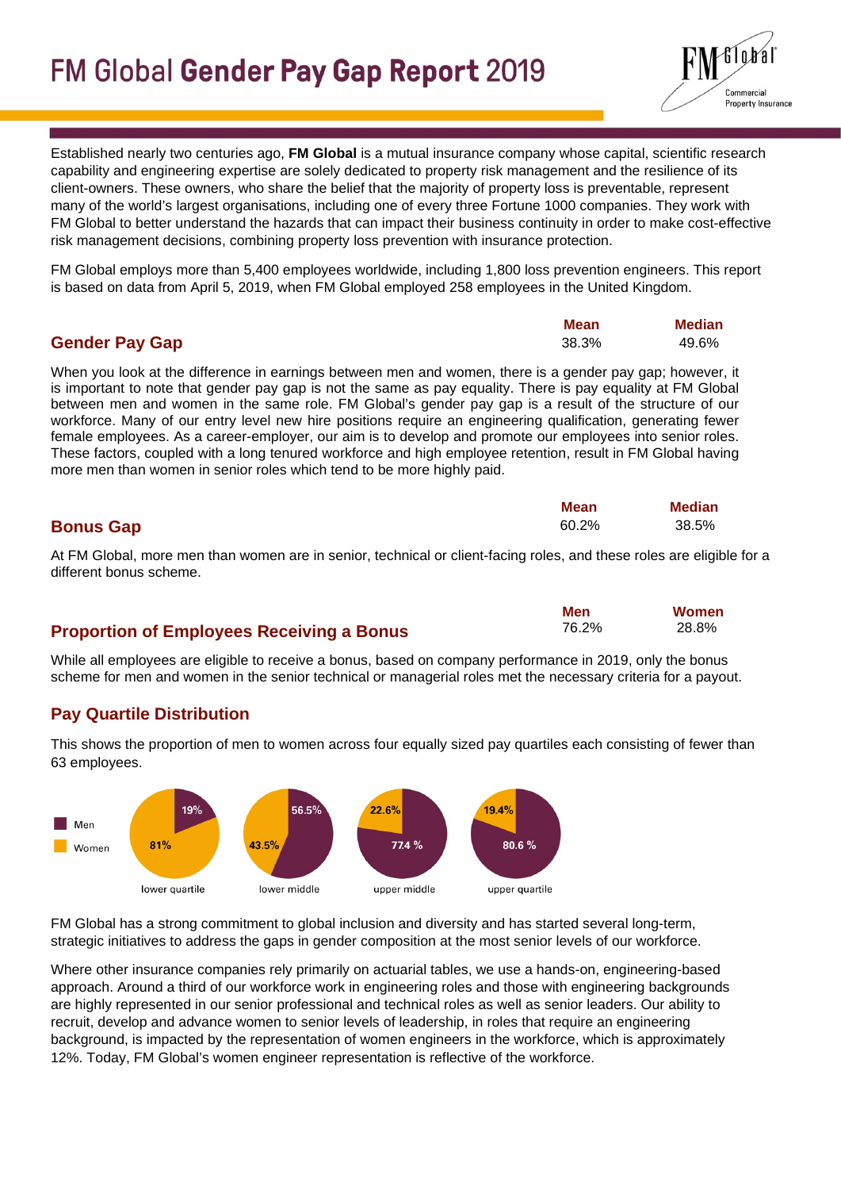# FM Global **Gender Pay Gap Report** 2019

Established nearly two centuries ago, **FM Global** is a mutual insurance company whose capital, scientific research capability and engineering expertise are solely dedicated to property risk management and the resilience of its client-owners. These owners, who share the belief that the majority of property loss is preventable, represent many of the world's largest organisations, including one of every three Fortune 1000 companies. They work with FM Global to better understand the hazards that can impact their business continuity in order to make cost-effective risk management decisions, combining property loss prevention with insurance protection.

FM Global employs more than 5,400 employees worldwide, including 1,800 loss prevention engineers. This report is based on data from April 5, 2019, when FM Global employed 258 employees in the United Kingdom.

## Gender Pay Gap

| Mean | Median |
|---|---|
| 38.3% | 49.6% |

When you look at the difference in earnings between men and women, there is a gender pay gap; however, it is important to note that gender pay gap is not the same as pay equality. There is pay equality at FM Global between men and women in the same role. FM Global's gender pay gap is a result of the structure of our workforce. Many of our entry level new hire positions require an engineering qualification, generating fewer female employees. As a career-employer, our aim is to develop and promote our employees into senior roles. These factors, coupled with a long tenured workforce and high employee retention, result in FM Global having more men than women in senior roles which tend to be more highly paid.

## Bonus Gap

| Mean | Median |
|---|---|
| 60.2% | 38.5% |

At FM Global, more men than women are in senior, technical or client-facing roles, and these roles are eligible for a different bonus scheme.

## Proportion of Employees Receiving a Bonus

| Men | Women |
|---|---|
| 76.2% | 28.8% |

While all employees are eligible to receive a bonus, based on company performance in 2019, only the bonus scheme for men and women in the senior technical or managerial roles met the necessary criteria for a payout.

## Pay Quartile Distribution

This shows the proportion of men to women across four equally sized pay quartiles each consisting of fewer than 63 employees.

| | Men | Women |
|---|---|---|
| lower quartile | 19% | 81% |
| lower middle | 56.5% | 43.5% |
| upper middle | 77.4 % | 22.6% |
| upper quartile | 80.6 % | 19.4% |

FM Global has a strong commitment to global inclusion and diversity and has started several long-term, strategic initiatives to address the gaps in gender composition at the most senior levels of our workforce.

Where other insurance companies rely primarily on actuarial tables, we use a hands-on, engineering-based approach. Around a third of our workforce work in engineering roles and those with engineering backgrounds are highly represented in our senior professional and technical roles as well as senior leaders. Our ability to recruit, develop and advance women to senior levels of leadership, in roles that require an engineering background, is impacted by the representation of women engineers in the workforce, which is approximately 12%. Today, FM Global's women engineer representation is reflective of the workforce.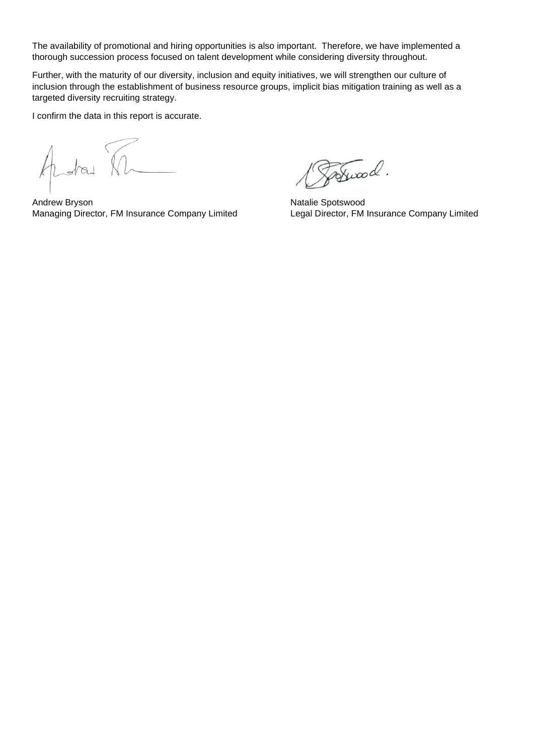The availability of promotional and hiring opportunities is also important. Therefore, we have implemented a thorough succession process focused on talent development while considering diversity throughout.

Further, with the maturity of our diversity, inclusion and equity initiatives, we will strengthen our culture of inclusion through the establishment of business resource groups, implicit bias mitigation training as well as a targeted diversity recruiting strategy.

I confirm the data in this report is accurate.

Andrew Bryson
Managing Director, FM Insurance Company Limited

Natalie Spotswood
Legal Director, FM Insurance Company Limited